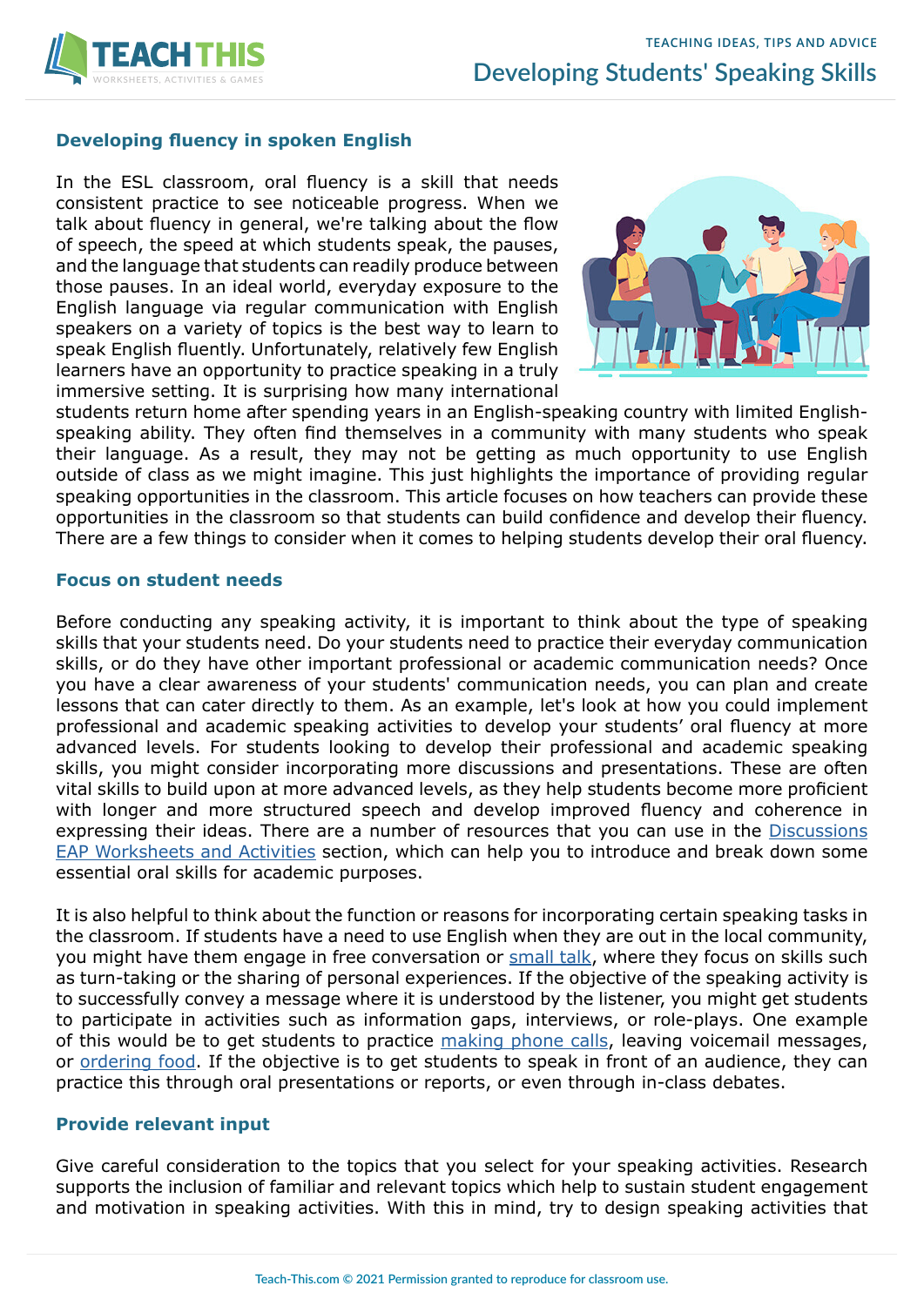# Developing Students' Speaking Skills

## Developing fluency in spoken English

In the ESL classroom, oral fluency is a skill that needs consistent practice to see noticeable progress. When we talk about fluency in general, we're talking about the flow of speech, the speed at which students speak, the pauses, and the language that students can readily produce between those pauses. In an ideal world, everyday exposure to the English language via regular communication with English speakers on a variety of topics is the best way to learn to speak English fluently. Unfortunately, relatively few English learners have an opportunity to practice speaking in a truly immersive setting. It is surprising how many international students return home after spending years in an English-speaking country with limited English-speaking ability. They often find themselves in a community with many students who speak their language. As a result, they may not be getting as much opportunity to use English outside of class as we might imagine. This just highlights the importance of providing regular speaking opportunities in the classroom. This article focuses on how teachers can provide these opportunities in the classroom so that students can build confidence and develop their fluency. There are a few things to consider when it comes to helping students develop their oral fluency.

## Focus on student needs

Before conducting any speaking activity, it is important to think about the type of speaking skills that your students need. Do your students need to practice their everyday communication skills, or do they have other important professional or academic communication needs? Once you have a clear awareness of your students' communication needs, you can plan and create lessons that can cater directly to them. As an example, let's look at how you could implement professional and academic speaking activities to develop your students' oral fluency at more advanced levels. For students looking to develop their professional and academic speaking skills, you might consider incorporating more discussions and presentations. These are often vital skills to build upon at more advanced levels, as they help students become more proficient with longer and more structured speech and develop improved fluency and coherence in expressing their ideas. There are a number of resources that you can use in the Discussions EAP Worksheets and Activities section, which can help you to introduce and break down some essential oral skills for academic purposes.

It is also helpful to think about the function or reasons for incorporating certain speaking tasks in the classroom. If students have a need to use English when they are out in the local community, you might have them engage in free conversation or small talk, where they focus on skills such as turn-taking or the sharing of personal experiences. If the objective of the speaking activity is to successfully convey a message where it is understood by the listener, you might get students to participate in activities such as information gaps, interviews, or role-plays. One example of this would be to get students to practice making phone calls, leaving voicemail messages, or ordering food. If the objective is to get students to speak in front of an audience, they can practice this through oral presentations or reports, or even through in-class debates.

## Provide relevant input

Give careful consideration to the topics that you select for your speaking activities. Research supports the inclusion of familiar and relevant topics which help to sustain student engagement and motivation in speaking activities. With this in mind, try to design speaking activities that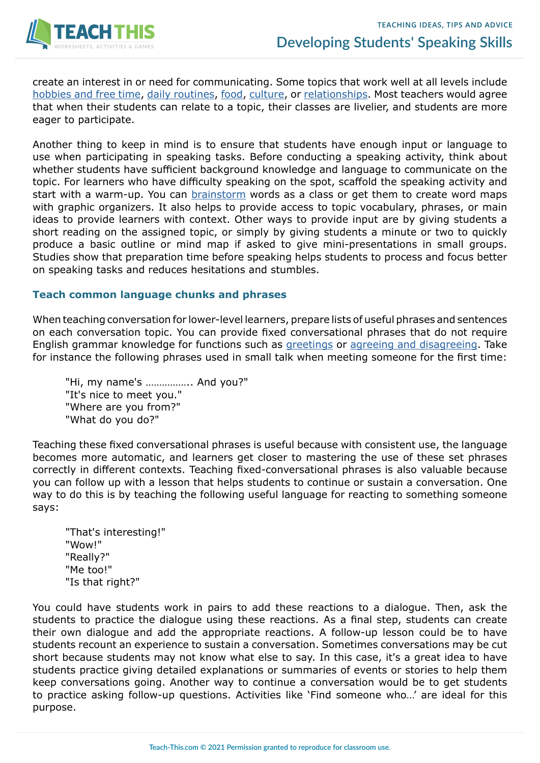create an interest in or need for communicating. Some topics that work well at all levels include hobbies and free time, daily routines, food, culture, or relationships. Most teachers would agree that when their students can relate to a topic, their classes are livelier, and students are more eager to participate.

Another thing to keep in mind is to ensure that students have enough input or language to use when participating in speaking tasks. Before conducting a speaking activity, think about whether students have sufficient background knowledge and language to communicate on the topic. For learners who have difficulty speaking on the spot, scaffold the speaking activity and start with a warm-up. You can brainstorm words as a class or get them to create word maps with graphic organizers. It also helps to provide access to topic vocabulary, phrases, or main ideas to provide learners with context. Other ways to provide input are by giving students a short reading on the assigned topic, or simply by giving students a minute or two to quickly produce a basic outline or mind map if asked to give mini-presentations in small groups. Studies show that preparation time before speaking helps students to process and focus better on speaking tasks and reduces hesitations and stumbles.

### Teach common language chunks and phrases

When teaching conversation for lower-level learners, prepare lists of useful phrases and sentences on each conversation topic. You can provide fixed conversational phrases that do not require English grammar knowledge for functions such as greetings or agreeing and disagreeing. Take for instance the following phrases used in small talk when meeting someone for the first time:

> "Hi, my name's …………….. And you?"
> "It's nice to meet you."
> "Where are you from?"
> "What do you do?"

Teaching these fixed conversational phrases is useful because with consistent use, the language becomes more automatic, and learners get closer to mastering the use of these set phrases correctly in different contexts. Teaching fixed-conversational phrases is also valuable because you can follow up with a lesson that helps students to continue or sustain a conversation. One way to do this is by teaching the following useful language for reacting to something someone says:

> "That's interesting!"
> "Wow!"
> "Really?"
> "Me too!"
> "Is that right?"

You could have students work in pairs to add these reactions to a dialogue. Then, ask the students to practice the dialogue using these reactions. As a final step, students can create their own dialogue and add the appropriate reactions. A follow-up lesson could be to have students recount an experience to sustain a conversation. Sometimes conversations may be cut short because students may not know what else to say. In this case, it's a great idea to have students practice giving detailed explanations or summaries of events or stories to help them keep conversations going. Another way to continue a conversation would be to get students to practice asking follow-up questions. Activities like 'Find someone who…' are ideal for this purpose.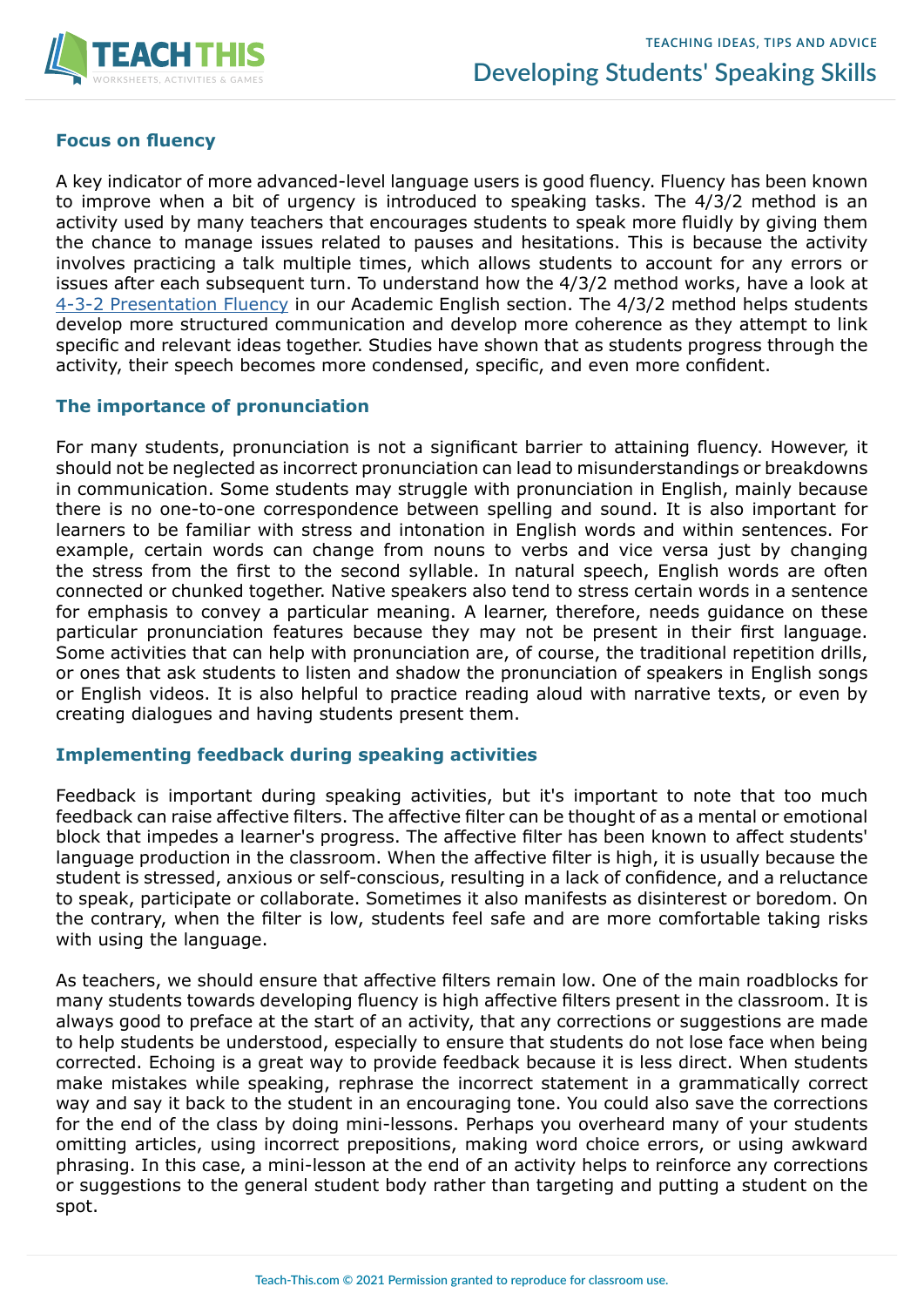## Focus on fluency

A key indicator of more advanced-level language users is good fluency. Fluency has been known to improve when a bit of urgency is introduced to speaking tasks. The 4/3/2 method is an activity used by many teachers that encourages students to speak more fluidly by giving them the chance to manage issues related to pauses and hesitations. This is because the activity involves practicing a talk multiple times, which allows students to account for any errors or issues after each subsequent turn. To understand how the 4/3/2 method works, have a look at 4-3-2 Presentation Fluency in our Academic English section. The 4/3/2 method helps students develop more structured communication and develop more coherence as they attempt to link specific and relevant ideas together. Studies have shown that as students progress through the activity, their speech becomes more condensed, specific, and even more confident.

## The importance of pronunciation

For many students, pronunciation is not a significant barrier to attaining fluency. However, it should not be neglected as incorrect pronunciation can lead to misunderstandings or breakdowns in communication. Some students may struggle with pronunciation in English, mainly because there is no one-to-one correspondence between spelling and sound. It is also important for learners to be familiar with stress and intonation in English words and within sentences. For example, certain words can change from nouns to verbs and vice versa just by changing the stress from the first to the second syllable. In natural speech, English words are often connected or chunked together. Native speakers also tend to stress certain words in a sentence for emphasis to convey a particular meaning. A learner, therefore, needs guidance on these particular pronunciation features because they may not be present in their first language. Some activities that can help with pronunciation are, of course, the traditional repetition drills, or ones that ask students to listen and shadow the pronunciation of speakers in English songs or English videos. It is also helpful to practice reading aloud with narrative texts, or even by creating dialogues and having students present them.

## Implementing feedback during speaking activities

Feedback is important during speaking activities, but it's important to note that too much feedback can raise affective filters. The affective filter can be thought of as a mental or emotional block that impedes a learner's progress. The affective filter has been known to affect students' language production in the classroom. When the affective filter is high, it is usually because the student is stressed, anxious or self-conscious, resulting in a lack of confidence, and a reluctance to speak, participate or collaborate. Sometimes it also manifests as disinterest or boredom. On the contrary, when the filter is low, students feel safe and are more comfortable taking risks with using the language.

As teachers, we should ensure that affective filters remain low. One of the main roadblocks for many students towards developing fluency is high affective filters present in the classroom. It is always good to preface at the start of an activity, that any corrections or suggestions are made to help students be understood, especially to ensure that students do not lose face when being corrected. Echoing is a great way to provide feedback because it is less direct. When students make mistakes while speaking, rephrase the incorrect statement in a grammatically correct way and say it back to the student in an encouraging tone. You could also save the corrections for the end of the class by doing mini-lessons. Perhaps you overheard many of your students omitting articles, using incorrect prepositions, making word choice errors, or using awkward phrasing. In this case, a mini-lesson at the end of an activity helps to reinforce any corrections or suggestions to the general student body rather than targeting and putting a student on the spot.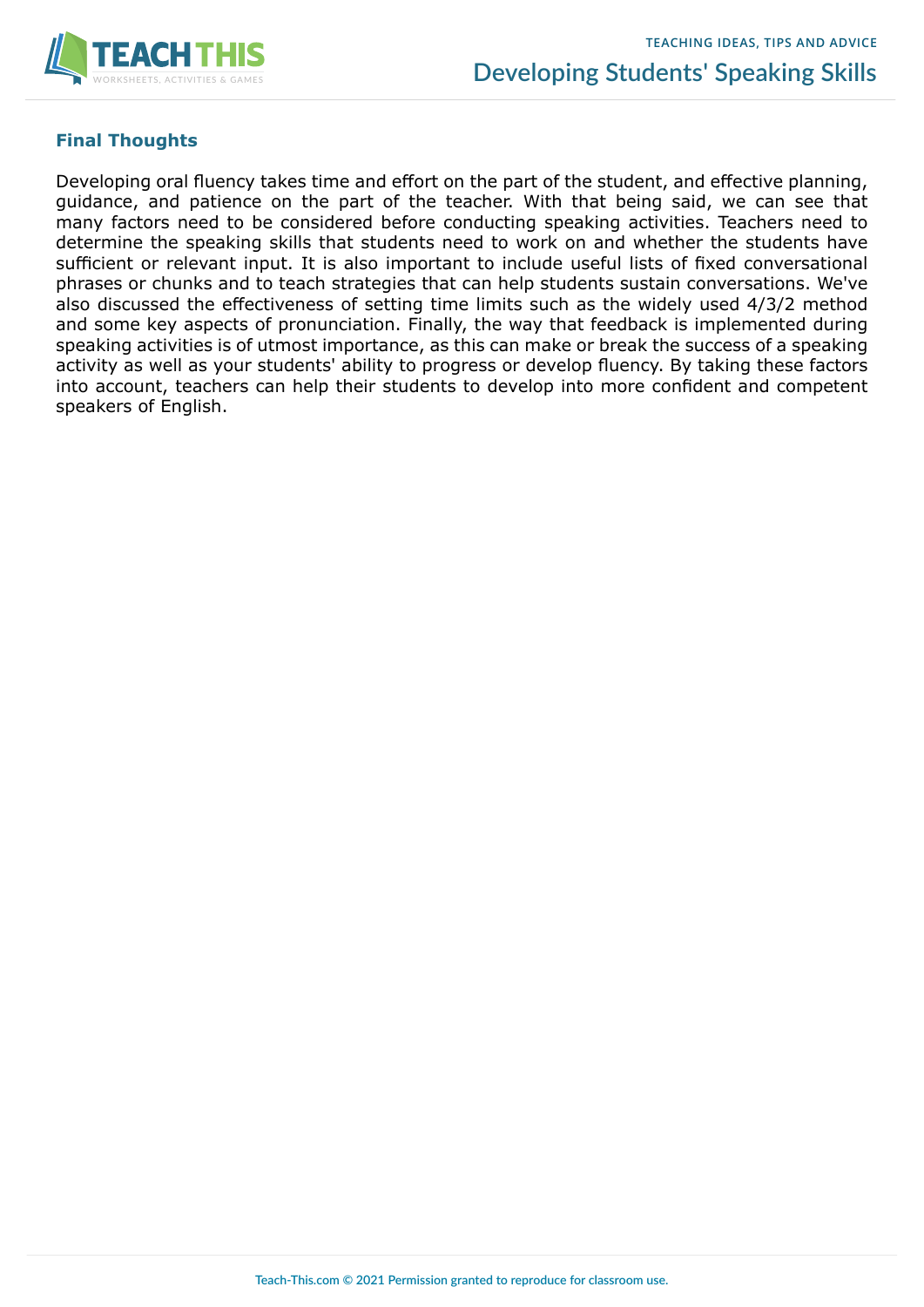## Final Thoughts

Developing oral fluency takes time and effort on the part of the student, and effective planning, guidance, and patience on the part of the teacher. With that being said, we can see that many factors need to be considered before conducting speaking activities. Teachers need to determine the speaking skills that students need to work on and whether the students have sufficient or relevant input. It is also important to include useful lists of fixed conversational phrases or chunks and to teach strategies that can help students sustain conversations. We've also discussed the effectiveness of setting time limits such as the widely used 4/3/2 method and some key aspects of pronunciation. Finally, the way that feedback is implemented during speaking activities is of utmost importance, as this can make or break the success of a speaking activity as well as your students' ability to progress or develop fluency. By taking these factors into account, teachers can help their students to develop into more confident and competent speakers of English.